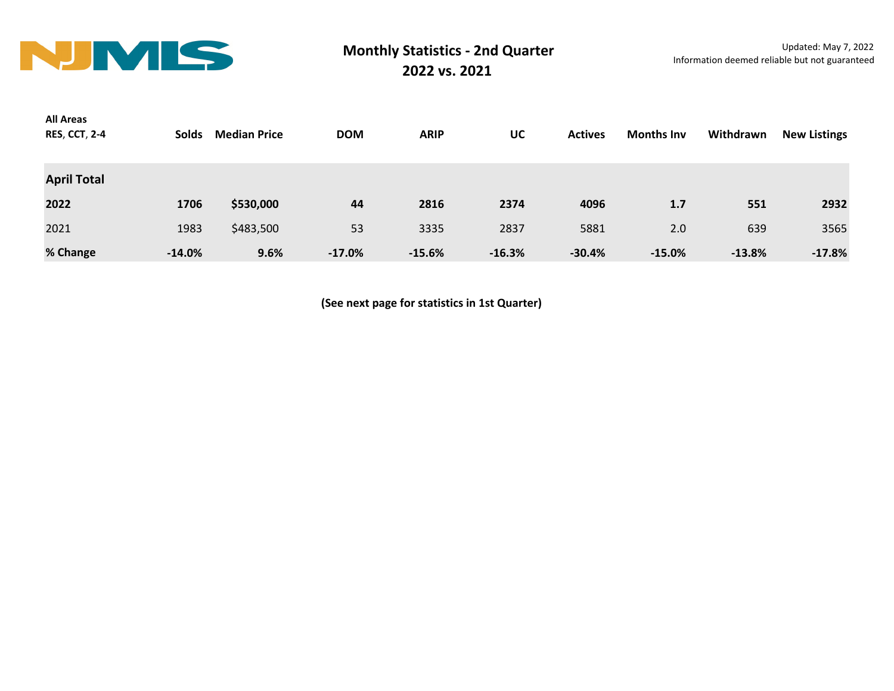NJMLS

# Monthly Statistics - 2nd Quarter
## 2022 vs. 2021

Updated: May 7, 2022
Information deemed reliable but not guaranteed

| All Areas RES, CCT, 2-4 | Solds | Median Price | DOM | ARIP | UC | Actives | Months Inv | Withdrawn | New Listings |
|---|---|---|---|---|---|---|---|---|---|
| **April Total** | | | | | | | | | |
| **2022** | **1706** | **$530,000** | **44** | **2816** | **2374** | **4096** | **1.7** | **551** | **2932** |
| 2021 | 1983 | $483,500 | 53 | 3335 | 2837 | 5881 | 2.0 | 639 | 3565 |
| **% Change** | **-14.0%** | **9.6%** | **-17.0%** | **-15.6%** | **-16.3%** | **-30.4%** | **-15.0%** | **-13.8%** | **-17.8%** |

**(See next page for statistics in 1st Quarter)**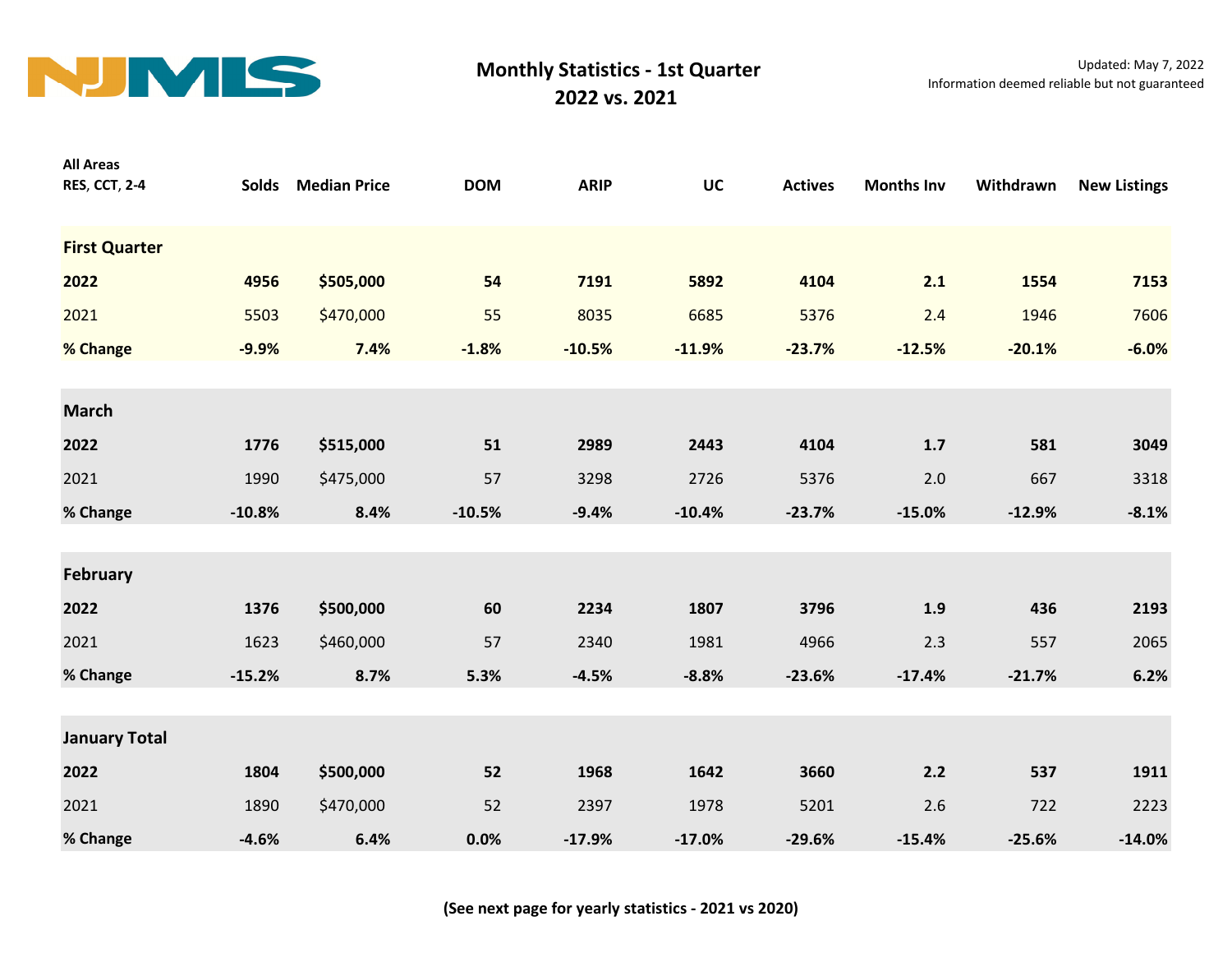# NJMLS

## Monthly Statistics - 1st Quarter
## 2022 vs. 2021

Updated: May 7, 2022
Information deemed reliable but not guaranteed

| All Areas RES, CCT, 2-4 | Solds | Median Price | DOM | ARIP | UC | Actives | Months Inv | Withdrawn | New Listings |
|---|---|---|---|---|---|---|---|---|---|
| **First Quarter** | | | | | | | | | |
| **2022** | **4956** | **$505,000** | **54** | **7191** | **5892** | **4104** | **2.1** | **1554** | **7153** |
| 2021 | 5503 | $470,000 | 55 | 8035 | 6685 | 5376 | 2.4 | 1946 | 7606 |
| **% Change** | **-9.9%** | **7.4%** | **-1.8%** | **-10.5%** | **-11.9%** | **-23.7%** | **-12.5%** | **-20.1%** | **-6.0%** |
| **March** | | | | | | | | | |
| **2022** | **1776** | **$515,000** | **51** | **2989** | **2443** | **4104** | **1.7** | **581** | **3049** |
| 2021 | 1990 | $475,000 | 57 | 3298 | 2726 | 5376 | 2.0 | 667 | 3318 |
| **% Change** | **-10.8%** | **8.4%** | **-10.5%** | **-9.4%** | **-10.4%** | **-23.7%** | **-15.0%** | **-12.9%** | **-8.1%** |
| **February** | | | | | | | | | |
| **2022** | **1376** | **$500,000** | **60** | **2234** | **1807** | **3796** | **1.9** | **436** | **2193** |
| 2021 | 1623 | $460,000 | 57 | 2340 | 1981 | 4966 | 2.3 | 557 | 2065 |
| **% Change** | **-15.2%** | **8.7%** | **5.3%** | **-4.5%** | **-8.8%** | **-23.6%** | **-17.4%** | **-21.7%** | **6.2%** |
| **January Total** | | | | | | | | | |
| **2022** | **1804** | **$500,000** | **52** | **1968** | **1642** | **3660** | **2.2** | **537** | **1911** |
| 2021 | 1890 | $470,000 | 52 | 2397 | 1978 | 5201 | 2.6 | 722 | 2223 |
| **% Change** | **-4.6%** | **6.4%** | **0.0%** | **-17.9%** | **-17.0%** | **-29.6%** | **-15.4%** | **-25.6%** | **-14.0%** |

**(See next page for yearly statistics - 2021 vs 2020)**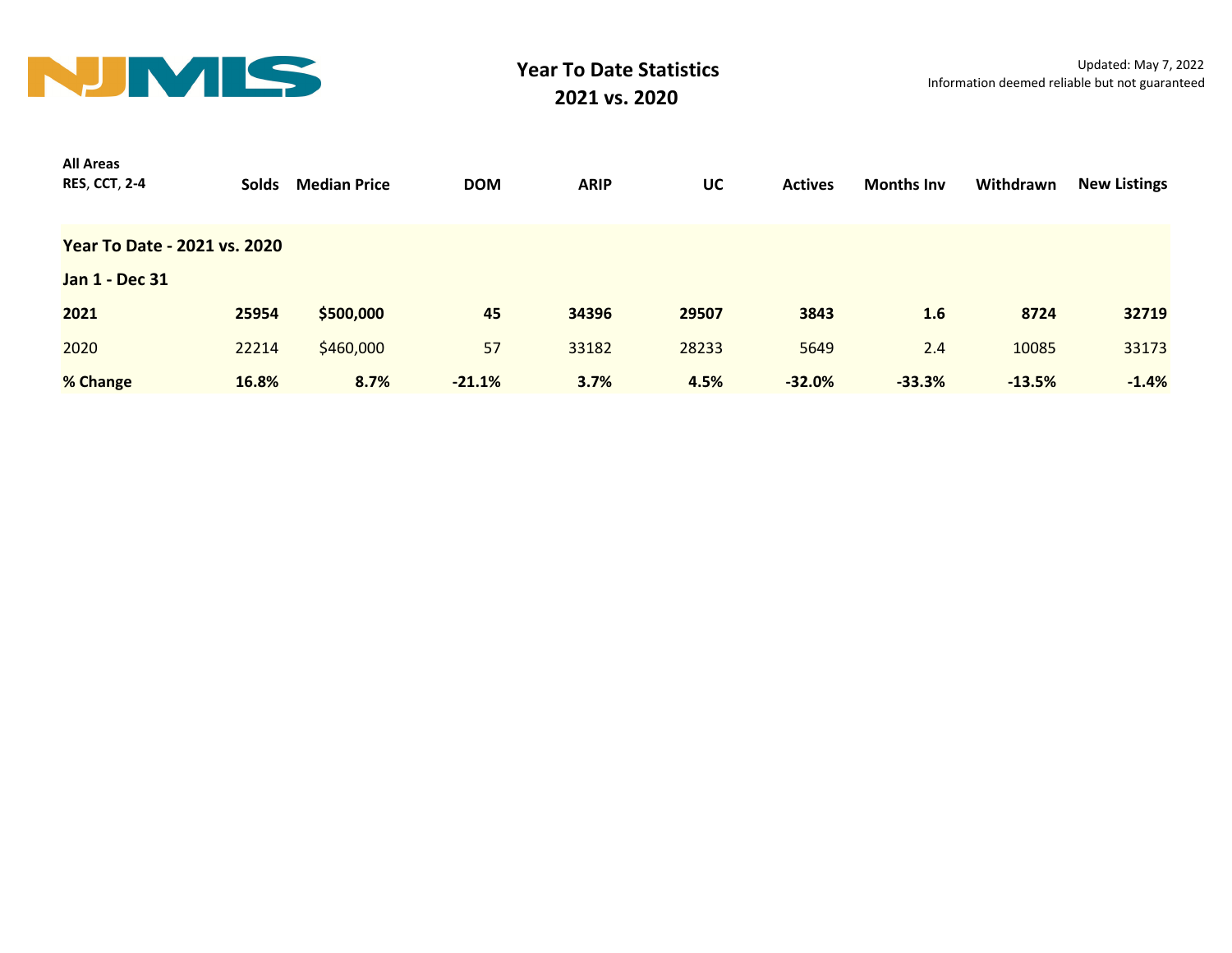NJMLS

# Year To Date Statistics
## 2021 vs. 2020

Updated: May 7, 2022
Information deemed reliable but not guaranteed

| All Areas RES, CCT, 2-4 | Solds | Median Price | DOM | ARIP | UC | Actives | Months Inv | Withdrawn | New Listings |
|---|---|---|---|---|---|---|---|---|---|
| **Year To Date - 2021 vs. 2020** | | | | | | | | | |
| **Jan 1 - Dec 31** | | | | | | | | | |
| **2021** | **25954** | **$500,000** | **45** | **34396** | **29507** | **3843** | **1.6** | **8724** | **32719** |
| 2020 | 22214 | $460,000 | 57 | 33182 | 28233 | 5649 | 2.4 | 10085 | 33173 |
| **% Change** | **16.8%** | **8.7%** | **-21.1%** | **3.7%** | **4.5%** | **-32.0%** | **-33.3%** | **-13.5%** | **-1.4%** |